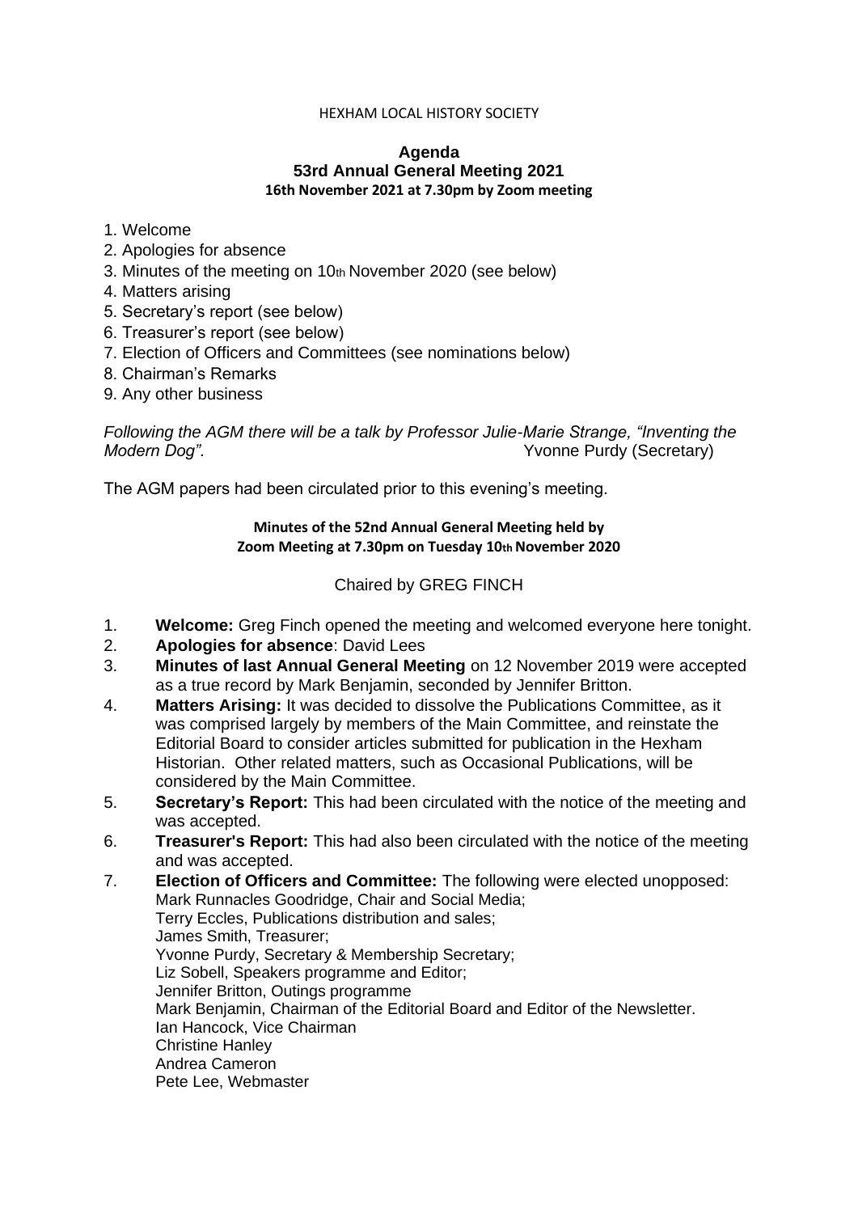HEXHAM LOCAL HISTORY SOCIETY

# Agenda

## 53rd Annual General Meeting 2021

### 16th November 2021 at 7.30pm by Zoom meeting

1. Welcome
2. Apologies for absence
3. Minutes of the meeting on 10th November 2020 (see below)
4. Matters arising
5. Secretary's report (see below)
6. Treasurer's report (see below)
7. Election of Officers and Committees (see nominations below)
8. Chairman's Remarks
9. Any other business

*Following the AGM there will be a talk by Professor Julie-Marie Strange, "Inventing the Modern Dog".* Yvonne Purdy (Secretary)

The AGM papers had been circulated prior to this evening's meeting.

### Minutes of the 52nd Annual General Meeting held by Zoom Meeting at 7.30pm on Tuesday 10th November 2020

Chaired by GREG FINCH

1. **Welcome:** Greg Finch opened the meeting and welcomed everyone here tonight.
2. **Apologies for absence**: David Lees
3. **Minutes of last Annual General Meeting** on 12 November 2019 were accepted as a true record by Mark Benjamin, seconded by Jennifer Britton.
4. **Matters Arising:** It was decided to dissolve the Publications Committee, as it was comprised largely by members of the Main Committee, and reinstate the Editorial Board to consider articles submitted for publication in the Hexham Historian. Other related matters, such as Occasional Publications, will be considered by the Main Committee.
5. **Secretary's Report:** This had been circulated with the notice of the meeting and was accepted.
6. **Treasurer's Report:** This had also been circulated with the notice of the meeting and was accepted.
7. **Election of Officers and Committee:** The following were elected unopposed:
   Mark Runnacles Goodridge, Chair and Social Media;
   Terry Eccles, Publications distribution and sales;
   James Smith, Treasurer;
   Yvonne Purdy, Secretary & Membership Secretary;
   Liz Sobell, Speakers programme and Editor;
   Jennifer Britton, Outings programme
   Mark Benjamin, Chairman of the Editorial Board and Editor of the Newsletter.
   Ian Hancock, Vice Chairman
   Christine Hanley
   Andrea Cameron
   Pete Lee, Webmaster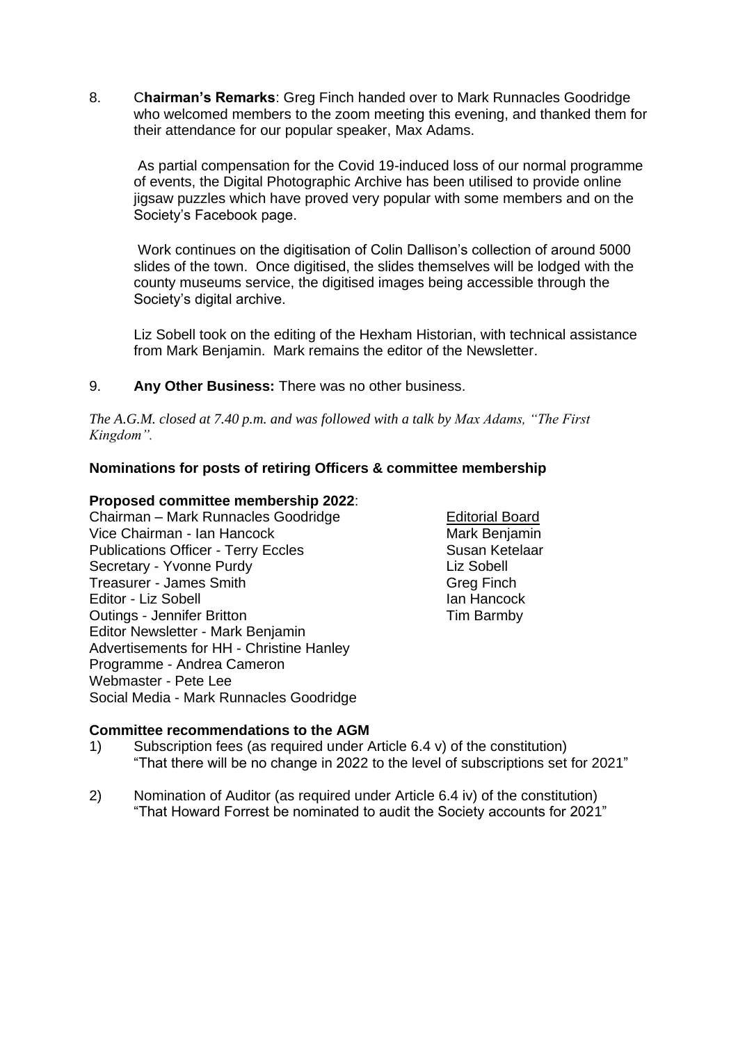8. **Chairman's Remarks**: Greg Finch handed over to Mark Runnacles Goodridge who welcomed members to the zoom meeting this evening, and thanked them for their attendance for our popular speaker, Max Adams.

   As partial compensation for the Covid 19-induced loss of our normal programme of events, the Digital Photographic Archive has been utilised to provide online jigsaw puzzles which have proved very popular with some members and on the Society's Facebook page.

   Work continues on the digitisation of Colin Dallison's collection of around 5000 slides of the town. Once digitised, the slides themselves will be lodged with the county museums service, the digitised images being accessible through the Society's digital archive.

   Liz Sobell took on the editing of the Hexham Historian, with technical assistance from Mark Benjamin. Mark remains the editor of the Newsletter.

9. **Any Other Business:** There was no other business.

*The A.G.M. closed at 7.40 p.m. and was followed with a talk by Max Adams, "The First Kingdom".*

**Nominations for posts of retiring Officers & committee membership**

**Proposed committee membership 2022**:

Chairman – Mark Runnacles Goodridge
Vice Chairman - Ian Hancock
Publications Officer - Terry Eccles
Secretary - Yvonne Purdy
Treasurer - James Smith
Editor - Liz Sobell
Outings - Jennifer Britton
Editor Newsletter - Mark Benjamin
Advertisements for HH - Christine Hanley
Programme - Andrea Cameron
Webmaster - Pete Lee
Social Media - Mark Runnacles Goodridge

<u>Editorial Board</u>
Mark Benjamin
Susan Ketelaar
Liz Sobell
Greg Finch
Ian Hancock
Tim Barmby

**Committee recommendations to the AGM**

1) Subscription fees (as required under Article 6.4 v) of the constitution)
   "That there will be no change in 2022 to the level of subscriptions set for 2021"

2) Nomination of Auditor (as required under Article 6.4 iv) of the constitution)
   "That Howard Forrest be nominated to audit the Society accounts for 2021"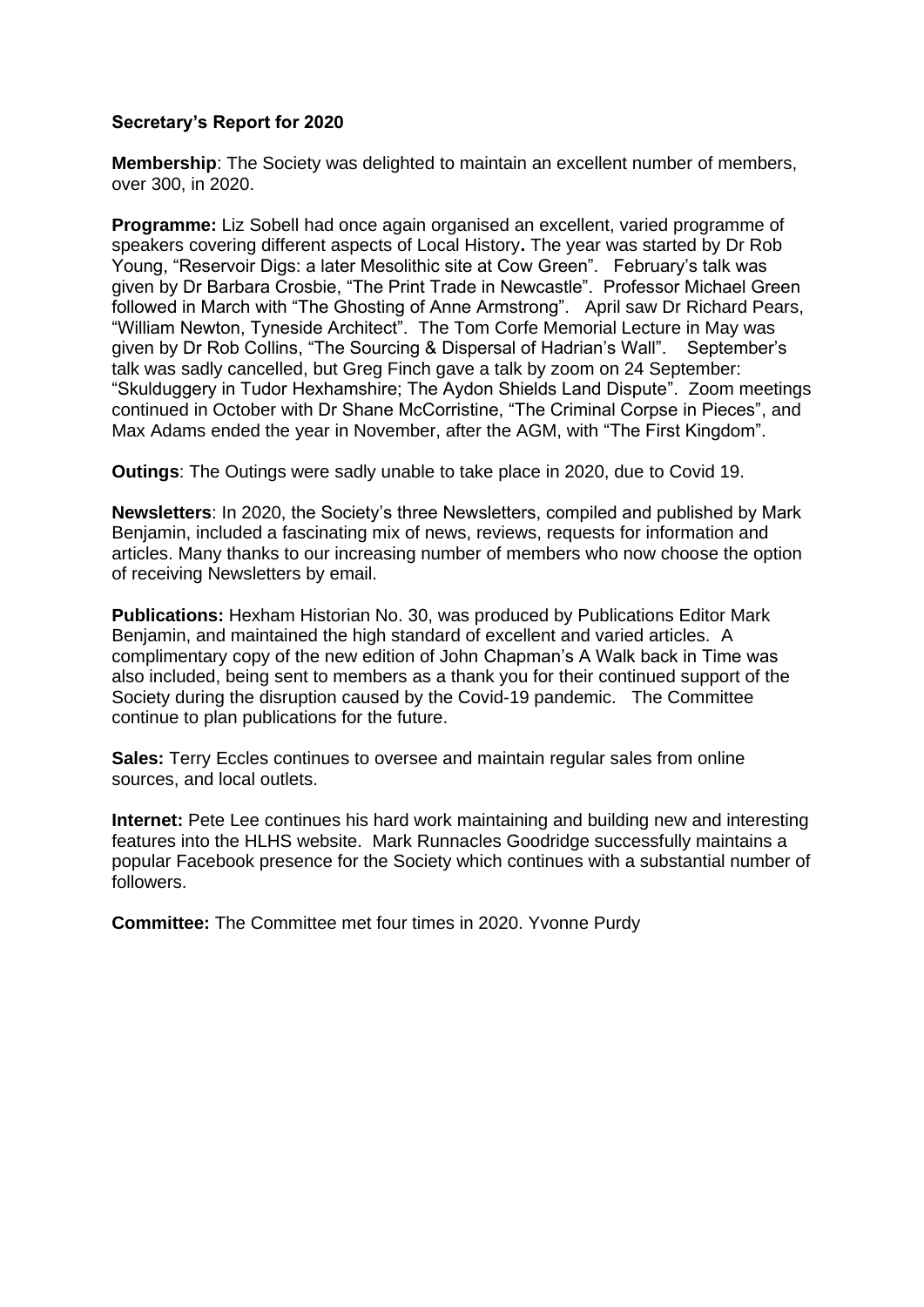**Secretary's Report for 2020**

**Membership**: The Society was delighted to maintain an excellent number of members, over 300, in 2020.

**Programme:** Liz Sobell had once again organised an excellent, varied programme of speakers covering different aspects of Local History**.** The year was started by Dr Rob Young, "Reservoir Digs: a later Mesolithic site at Cow Green". February's talk was given by Dr Barbara Crosbie, "The Print Trade in Newcastle". Professor Michael Green followed in March with "The Ghosting of Anne Armstrong". April saw Dr Richard Pears, "William Newton, Tyneside Architect". The Tom Corfe Memorial Lecture in May was given by Dr Rob Collins, "The Sourcing & Dispersal of Hadrian's Wall". September's talk was sadly cancelled, but Greg Finch gave a talk by zoom on 24 September: "Skulduggery in Tudor Hexhamshire; The Aydon Shields Land Dispute". Zoom meetings continued in October with Dr Shane McCorristine, "The Criminal Corpse in Pieces", and Max Adams ended the year in November, after the AGM, with "The First Kingdom".

**Outings**: The Outings were sadly unable to take place in 2020, due to Covid 19.

**Newsletters**: In 2020, the Society's three Newsletters, compiled and published by Mark Benjamin, included a fascinating mix of news, reviews, requests for information and articles. Many thanks to our increasing number of members who now choose the option of receiving Newsletters by email.

**Publications:** Hexham Historian No. 30, was produced by Publications Editor Mark Benjamin, and maintained the high standard of excellent and varied articles. A complimentary copy of the new edition of John Chapman's A Walk back in Time was also included, being sent to members as a thank you for their continued support of the Society during the disruption caused by the Covid-19 pandemic. The Committee continue to plan publications for the future.

**Sales:** Terry Eccles continues to oversee and maintain regular sales from online sources, and local outlets.

**Internet:** Pete Lee continues his hard work maintaining and building new and interesting features into the HLHS website. Mark Runnacles Goodridge successfully maintains a popular Facebook presence for the Society which continues with a substantial number of followers.

**Committee:** The Committee met four times in 2020. Yvonne Purdy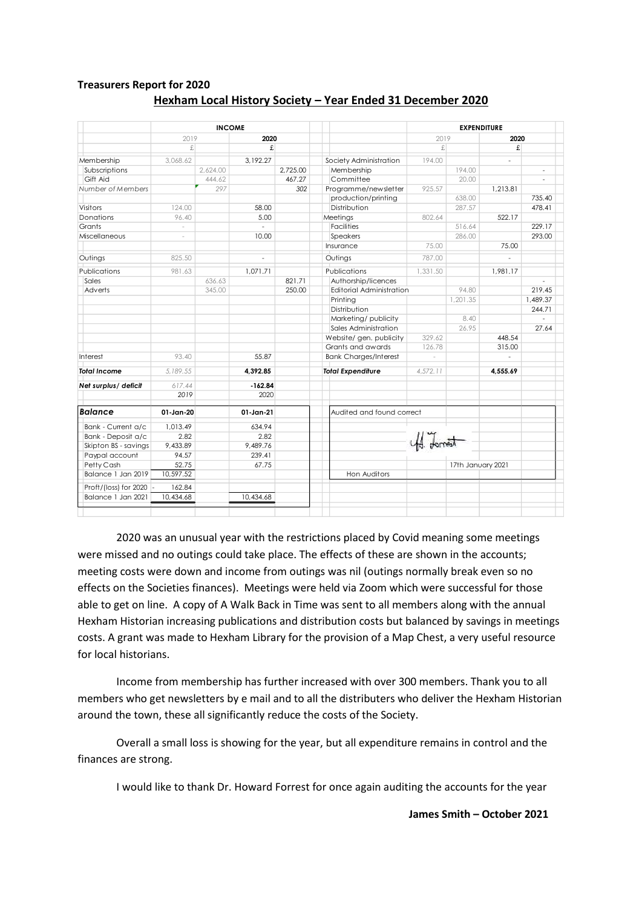**Treasurers Report for 2020**

## Hexham Local History Society – Year Ended 31 December 2020

| | INCOME | | | | | EXPENDITURE | | | |
|---|---|---|---|---|---|---|---|---|---|
| | 2019 | | 2020 | | | 2019 | | 2020 | |
| | £ | | £ | | | £ | | £ | |
| Membership | 3,068.62 | | 3,192.27 | | Society Administration | 194.00 | | - | |
| Subscriptions | | 2,624.00 | | 2,725.00 | Membership | | 194.00 | | - |
| Gift Aid | | 444.62 | | 467.27 | Committee | | 20.00 | | - |
| *Number of Members* | | 297 | | 302 | Programme/newsletter | 925.57 | | 1,213.81 | |
| | | | | | production/printing | | 638.00 | | 735.40 |
| Visitors | 124.00 | | 58.00 | | Distribution | | 287.57 | | 478.41 |
| Donations | 96.40 | | 5.00 | | Meetings | 802.64 | | 522.17 | |
| Grants | - | | - | | Facilities | | 516.64 | | 229.17 |
| Miscellaneous | - | | 10.00 | | Speakers | | 286.00 | | 293.00 |
| | | | | | Insurance | 75.00 | | 75.00 | |
| Outings | 825.50 | | - | | Outings | 787.00 | | - | |
| Publications | 981.63 | | 1,071.71 | | Publications | 1,331.50 | | 1,981.17 | |
| Sales | | 636.63 | | 821.71 | Authorship/licences | | | | - |
| Adverts | | 345.00 | | 250.00 | Editorial Administration | | 94.80 | | 219.45 |
| | | | | | Printing | | 1,201.35 | | 1,489.37 |
| | | | | | Distribution | | | | 244.71 |
| | | | | | Marketing/ publicity | | 8.40 | | - |
| | | | | | Sales Administration | | 26.95 | | 27.64 |
| | | | | | Website/ gen. publicity | 329.62 | | 448.54 | |
| | | | | | Grants and awards | 126.78 | | 315.00 | |
| Interest | 93.40 | | 55.87 | | Bank Charges/Interest | - | | - | |
| ***Total Income*** | *5,189.55* | | **4,392.85** | | ***Total Expenditure*** | *4,572.11* | | **4,555.69** | |
| ***Net surplus/ deficit*** | *617.44* | | **-162.84** | | | | | | |
| | *2019* | | 2020 | | | | | | |

| ***Balance*** | **01-Jan-20** | **01-Jan-21** |
|---|---|---|
| Bank - Current a/c | 1,013.49 | 634.94 |
| Bank - Deposit a/c | 2.82 | 2.82 |
| Skipton BS - savings | 9,433.89 | 9,489.76 |
| Paypal account | 94.57 | 239.41 |
| Petty Cash | 52.75 | 67.75 |
| Balance 1 Jan 2019 | 10,597.52 | |
| Profit/(loss) for 2020 | - 162.84 | |
| Balance 1 Jan 2021 | 10,434.68 | 10,434.68 |

Audited and found correct

H. Forrest

17th January 2021

Hon Auditors

2020 was an unusual year with the restrictions placed by Covid meaning some meetings were missed and no outings could take place. The effects of these are shown in the accounts; meeting costs were down and income from outings was nil (outings normally break even so no effects on the Societies finances). Meetings were held via Zoom which were successful for those able to get on line. A copy of A Walk Back in Time was sent to all members along with the annual Hexham Historian increasing publications and distribution costs but balanced by savings in meetings costs. A grant was made to Hexham Library for the provision of a Map Chest, a very useful resource for local historians.

Income from membership has further increased with over 300 members. Thank you to all members who get newsletters by e mail and to all the distributers who deliver the Hexham Historian around the town, these all significantly reduce the costs of the Society.

Overall a small loss is showing for the year, but all expenditure remains in control and the finances are strong.

I would like to thank Dr. Howard Forrest for once again auditing the accounts for the year

**James Smith – October 2021**